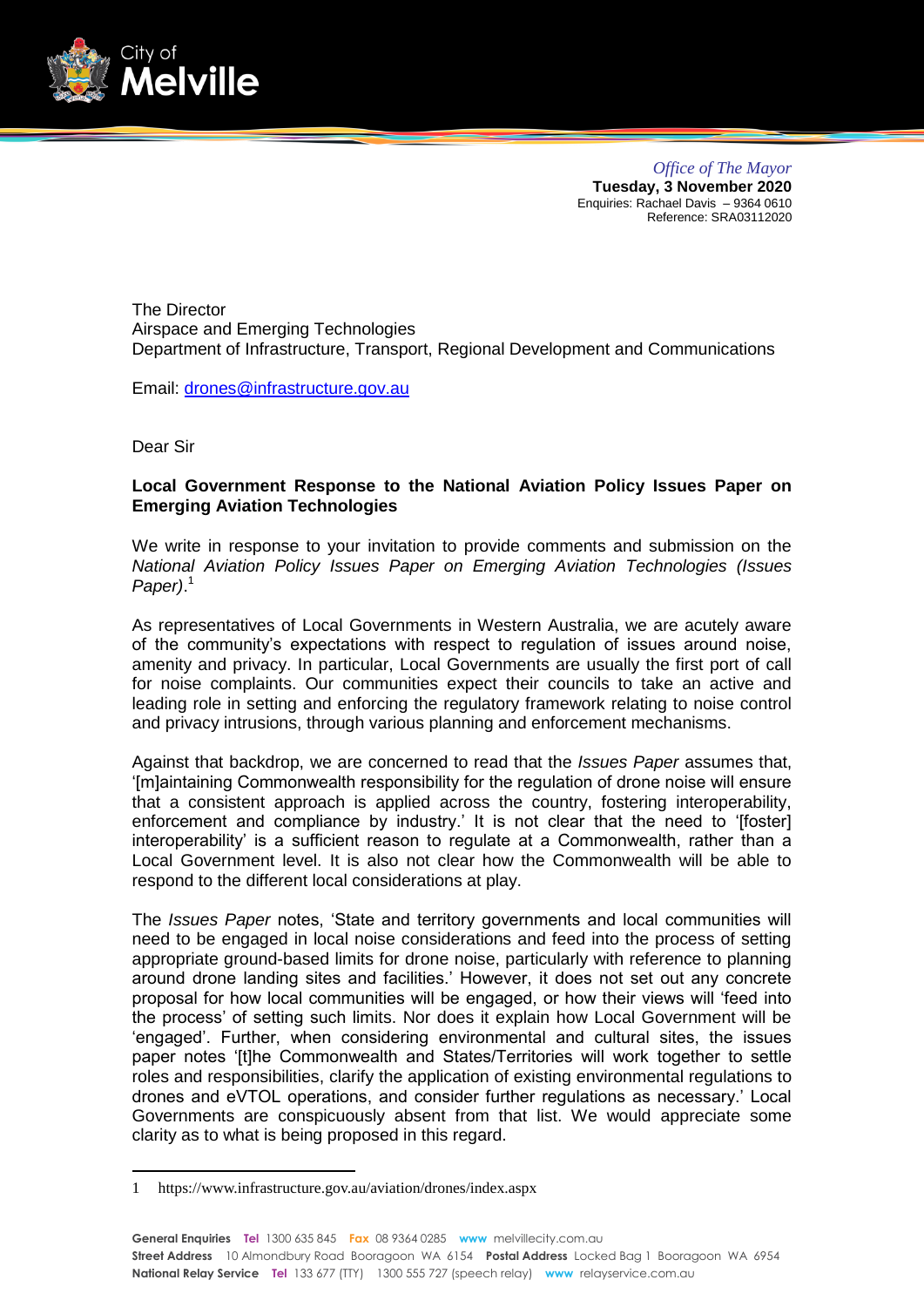*Office of The Mayor*
**Tuesday, 3 November 2020**
Enquiries: Rachael Davis – 9364 0610
Reference: SRA03112020

The Director
Airspace and Emerging Technologies
Department of Infrastructure, Transport, Regional Development and Communications

Email: drones@infrastructure.gov.au

Dear Sir

**Local Government Response to the National Aviation Policy Issues Paper on Emerging Aviation Technologies**

We write in response to your invitation to provide comments and submission on the *National Aviation Policy Issues Paper on Emerging Aviation Technologies (Issues Paper)*.[1]

As representatives of Local Governments in Western Australia, we are acutely aware of the community's expectations with respect to regulation of issues around noise, amenity and privacy. In particular, Local Governments are usually the first port of call for noise complaints. Our communities expect their councils to take an active and leading role in setting and enforcing the regulatory framework relating to noise control and privacy intrusions, through various planning and enforcement mechanisms.

Against that backdrop, we are concerned to read that the *Issues Paper* assumes that, '[m]aintaining Commonwealth responsibility for the regulation of drone noise will ensure that a consistent approach is applied across the country, fostering interoperability, enforcement and compliance by industry.' It is not clear that the need to '[foster] interoperability' is a sufficient reason to regulate at a Commonwealth, rather than a Local Government level. It is also not clear how the Commonwealth will be able to respond to the different local considerations at play.

The *Issues Paper* notes, 'State and territory governments and local communities will need to be engaged in local noise considerations and feed into the process of setting appropriate ground-based limits for drone noise, particularly with reference to planning around drone landing sites and facilities.' However, it does not set out any concrete proposal for how local communities will be engaged, or how their views will 'feed into the process' of setting such limits. Nor does it explain how Local Government will be 'engaged'. Further, when considering environmental and cultural sites, the issues paper notes '[t]he Commonwealth and States/Territories will work together to settle roles and responsibilities, clarify the application of existing environmental regulations to drones and eVTOL operations, and consider further regulations as necessary.' Local Governments are conspicuously absent from that list. We would appreciate some clarity as to what is being proposed in this regard.

1 https://www.infrastructure.gov.au/aviation/drones/index.aspx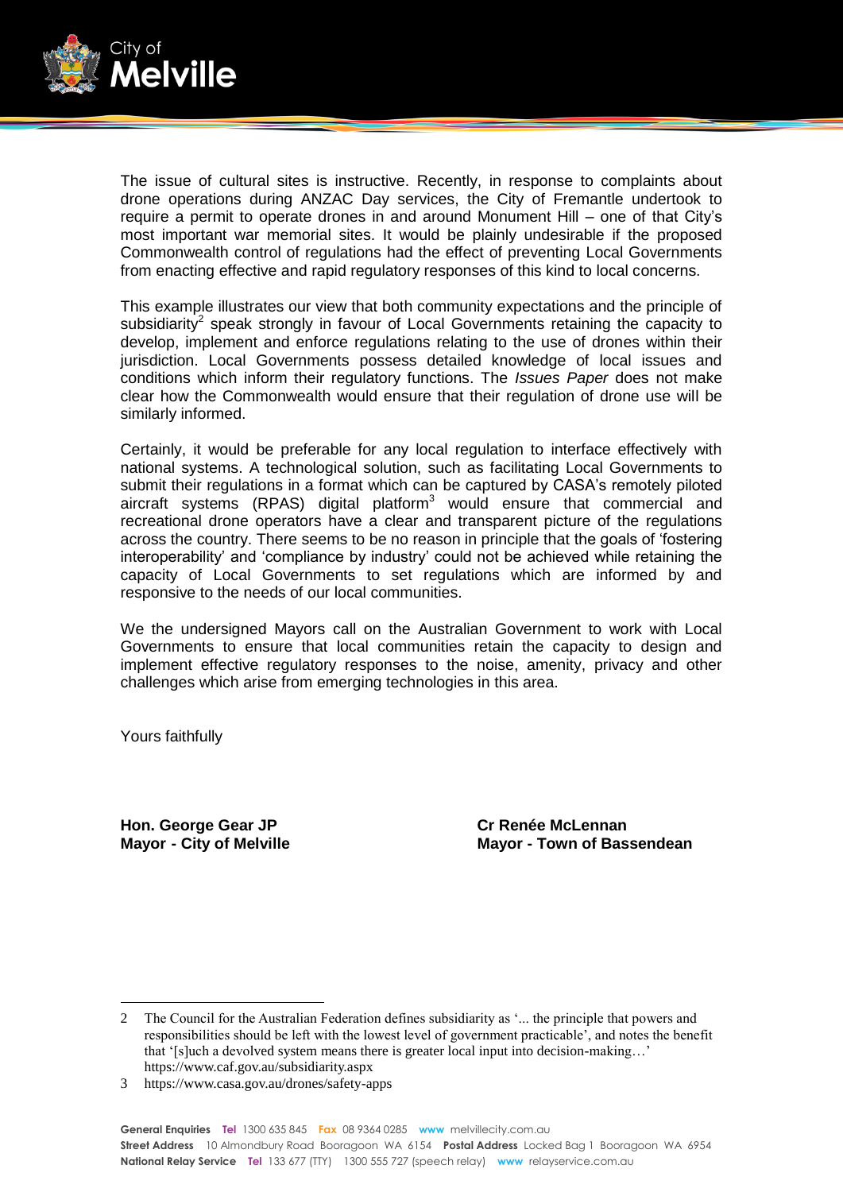The issue of cultural sites is instructive. Recently, in response to complaints about drone operations during ANZAC Day services, the City of Fremantle undertook to require a permit to operate drones in and around Monument Hill – one of that City's most important war memorial sites. It would be plainly undesirable if the proposed Commonwealth control of regulations had the effect of preventing Local Governments from enacting effective and rapid regulatory responses of this kind to local concerns.

This example illustrates our view that both community expectations and the principle of subsidiarity[2] speak strongly in favour of Local Governments retaining the capacity to develop, implement and enforce regulations relating to the use of drones within their jurisdiction. Local Governments possess detailed knowledge of local issues and conditions which inform their regulatory functions. The *Issues Paper* does not make clear how the Commonwealth would ensure that their regulation of drone use will be similarly informed.

Certainly, it would be preferable for any local regulation to interface effectively with national systems. A technological solution, such as facilitating Local Governments to submit their regulations in a format which can be captured by CASA's remotely piloted aircraft systems (RPAS) digital platform[3] would ensure that commercial and recreational drone operators have a clear and transparent picture of the regulations across the country. There seems to be no reason in principle that the goals of 'fostering interoperability' and 'compliance by industry' could not be achieved while retaining the capacity of Local Governments to set regulations which are informed by and responsive to the needs of our local communities.

We the undersigned Mayors call on the Australian Government to work with Local Governments to ensure that local communities retain the capacity to design and implement effective regulatory responses to the noise, amenity, privacy and other challenges which arise from emerging technologies in this area.

Yours faithfully

**Hon. George Gear JP**
**Mayor - City of Melville**

**Cr Renée McLennan**
**Mayor - Town of Bassendean**

---

2 The Council for the Australian Federation defines subsidiarity as '... the principle that powers and responsibilities should be left with the lowest level of government practicable', and notes the benefit that '[s]uch a devolved system means there is greater local input into decision-making…' https://www.caf.gov.au/subsidiarity.aspx

3 https://www.casa.gov.au/drones/safety-apps